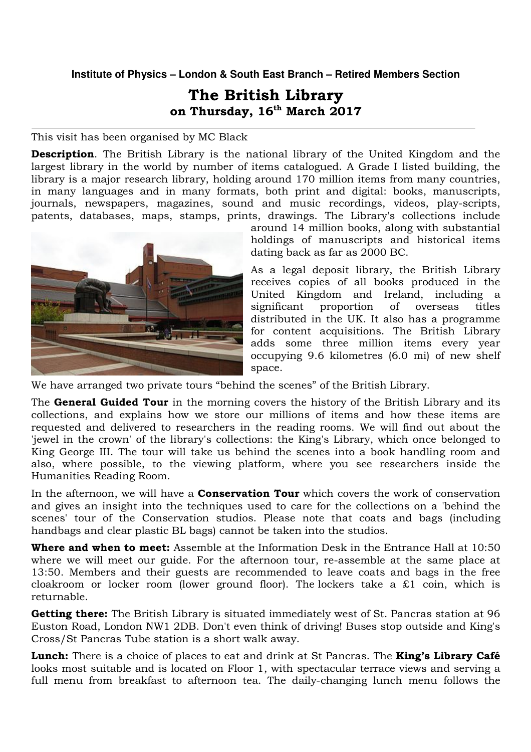**Institute of Physics – London & South East Branch – Retired Members Section**

# The British Library
## on Thursday, 16th March 2017

This visit has been organised by MC Black

**Description**. The British Library is the national library of the United Kingdom and the largest library in the world by number of items catalogued. A Grade I listed building, the library is a major research library, holding around 170 million items from many countries, in many languages and in many formats, both print and digital: books, manuscripts, journals, newspapers, magazines, sound and music recordings, videos, play-scripts, patents, databases, maps, stamps, prints, drawings. The Library's collections include around 14 million books, along with substantial holdings of manuscripts and historical items dating back as far as 2000 BC.

As a legal deposit library, the British Library receives copies of all books produced in the United Kingdom and Ireland, including a significant proportion of overseas titles distributed in the UK. It also has a programme for content acquisitions. The British Library adds some three million items every year occupying 9.6 kilometres (6.0 mi) of new shelf space.

We have arranged two private tours "behind the scenes" of the British Library.

The **General Guided Tour** in the morning covers the history of the British Library and its collections, and explains how we store our millions of items and how these items are requested and delivered to researchers in the reading rooms. We will find out about the 'jewel in the crown' of the library's collections: the King's Library, which once belonged to King George III. The tour will take us behind the scenes into a book handling room and also, where possible, to the viewing platform, where you see researchers inside the Humanities Reading Room.

In the afternoon, we will have a **Conservation Tour** which covers the work of conservation and gives an insight into the techniques used to care for the collections on a 'behind the scenes' tour of the Conservation studios. Please note that coats and bags (including handbags and clear plastic BL bags) cannot be taken into the studios.

**Where and when to meet:** Assemble at the Information Desk in the Entrance Hall at 10:50 where we will meet our guide. For the afternoon tour, re-assemble at the same place at 13:50. Members and their guests are recommended to leave coats and bags in the free cloakroom or locker room (lower ground floor). The lockers take a £1 coin, which is returnable.

**Getting there:** The British Library is situated immediately west of St. Pancras station at 96 Euston Road, London NW1 2DB. Don't even think of driving! Buses stop outside and King's Cross/St Pancras Tube station is a short walk away.

**Lunch:** There is a choice of places to eat and drink at St Pancras. The **King's Library Café** looks most suitable and is located on Floor 1, with spectacular terrace views and serving a full menu from breakfast to afternoon tea. The daily-changing lunch menu follows the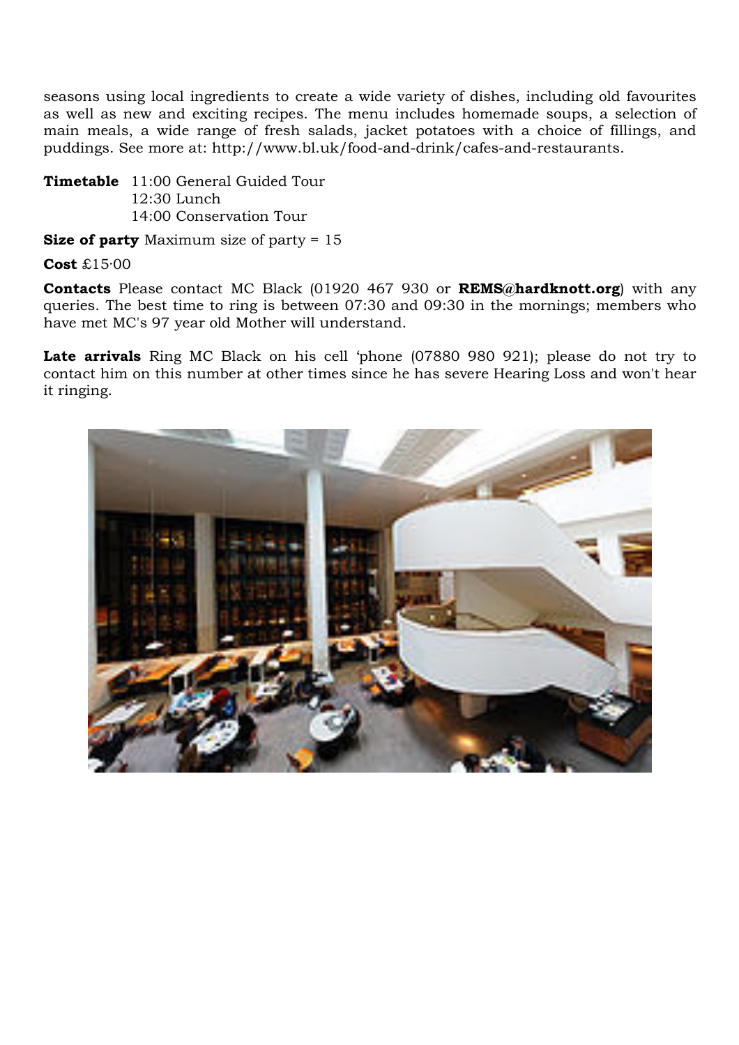seasons using local ingredients to create a wide variety of dishes, including old favourites as well as new and exciting recipes. The menu includes homemade soups, a selection of main meals, a wide range of fresh salads, jacket potatoes with a choice of fillings, and puddings. See more at: http://www.bl.uk/food-and-drink/cafes-and-restaurants.

**Timetable** 11:00 General Guided Tour
12:30 Lunch
14:00 Conservation Tour

**Size of party** Maximum size of party = 15

**Cost** £15·00

**Contacts** Please contact MC Black (01920 467 930 or **REMS@hardknott.org**) with any queries. The best time to ring is between 07:30 and 09:30 in the mornings; members who have met MC's 97 year old Mother will understand.

**Late arrivals** Ring MC Black on his cell 'phone (07880 980 921); please do not try to contact him on this number at other times since he has severe Hearing Loss and won't hear it ringing.